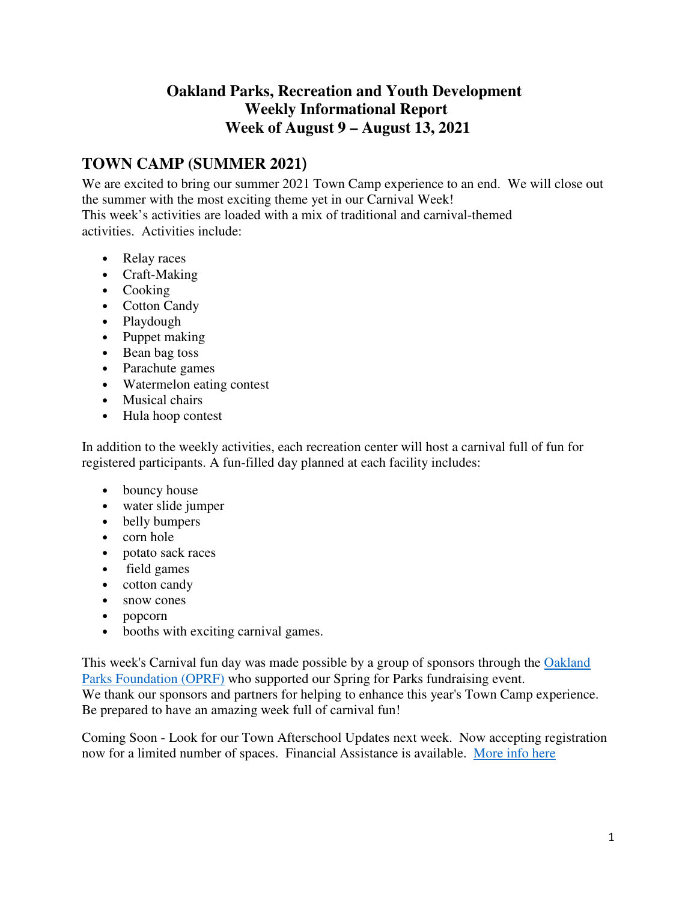# Oakland Parks, Recreation and Youth Development
# Weekly Informational Report
# Week of August 9 – August 13, 2021

## TOWN CAMP (SUMMER 2021)

We are excited to bring our summer 2021 Town Camp experience to an end. We will close out the summer with the most exciting theme yet in our Carnival Week!
This week's activities are loaded with a mix of traditional and carnival-themed activities. Activities include:

- Relay races
- Craft-Making
- Cooking
- Cotton Candy
- Playdough
- Puppet making
- Bean bag toss
- Parachute games
- Watermelon eating contest
- Musical chairs
- Hula hoop contest

In addition to the weekly activities, each recreation center will host a carnival full of fun for registered participants. A fun-filled day planned at each facility includes:

- bouncy house
- water slide jumper
- belly bumpers
- corn hole
- potato sack races
- field games
- cotton candy
- snow cones
- popcorn
- booths with exciting carnival games.

This week's Carnival fun day was made possible by a group of sponsors through the [Oakland Parks Foundation (OPRF)]() who supported our Spring for Parks fundraising event.
We thank our sponsors and partners for helping to enhance this year's Town Camp experience.
Be prepared to have an amazing week full of carnival fun!

Coming Soon - Look for our Town Afterschool Updates next week. Now accepting registration now for a limited number of spaces. Financial Assistance is available. [More info here]()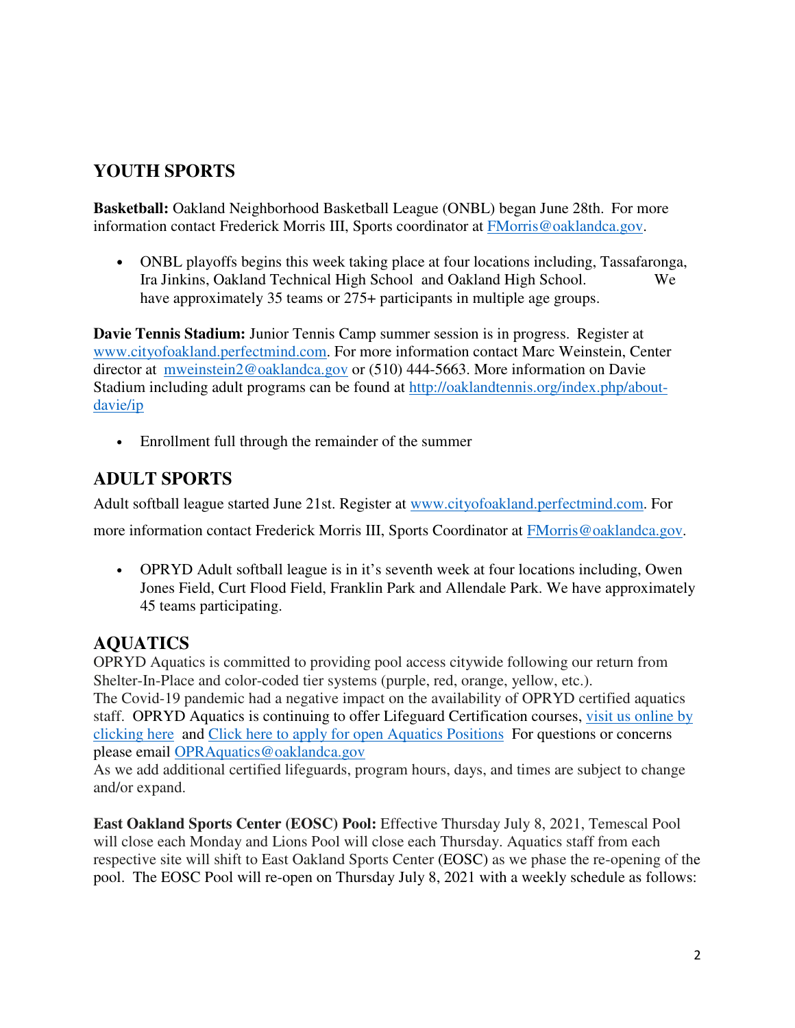## YOUTH SPORTS

**Basketball:** Oakland Neighborhood Basketball League (ONBL) began June 28th. For more information contact Frederick Morris III, Sports coordinator at [FMorris@oaklandca.gov](mailto:FMorris@oaklandca.gov).

- ONBL playoffs begins this week taking place at four locations including, Tassafaronga, Ira Jinkins, Oakland Technical High School and Oakland High School. We have approximately 35 teams or 275+ participants in multiple age groups.

**Davie Tennis Stadium:** Junior Tennis Camp summer session is in progress. Register at [www.cityofoakland.perfectmind.com](www.cityofoakland.perfectmind.com). For more information contact Marc Weinstein, Center director at [mweinstein2@oaklandca.gov](mailto:mweinstein2@oaklandca.gov) or (510) 444-5663. More information on Davie Stadium including adult programs can be found at [http://oaklandtennis.org/index.php/about-davie/ip](http://oaklandtennis.org/index.php/about-davie/ip)

- Enrollment full through the remainder of the summer

## ADULT SPORTS

Adult softball league started June 21st. Register at [www.cityofoakland.perfectmind.com](www.cityofoakland.perfectmind.com). For more information contact Frederick Morris III, Sports Coordinator at [FMorris@oaklandca.gov](mailto:FMorris@oaklandca.gov).

- OPRYD Adult softball league is in it's seventh week at four locations including, Owen Jones Field, Curt Flood Field, Franklin Park and Allendale Park. We have approximately 45 teams participating.

## AQUATICS

OPRYD Aquatics is committed to providing pool access citywide following our return from Shelter-In-Place and color-coded tier systems (purple, red, orange, yellow, etc.).
The Covid-19 pandemic had a negative impact on the availability of OPRYD certified aquatics staff. OPRYD Aquatics is continuing to offer Lifeguard Certification courses, visit us online by clicking here and Click here to apply for open Aquatics Positions For questions or concerns please email [OPRAquatics@oaklandca.gov](mailto:OPRAquatics@oaklandca.gov)
As we add additional certified lifeguards, program hours, days, and times are subject to change and/or expand.

**East Oakland Sports Center (EOSC) Pool:** Effective Thursday July 8, 2021, Temescal Pool will close each Monday and Lions Pool will close each Thursday. Aquatics staff from each respective site will shift to East Oakland Sports Center (EOSC) as we phase the re-opening of the pool. The EOSC Pool will re-open on Thursday July 8, 2021 with a weekly schedule as follows: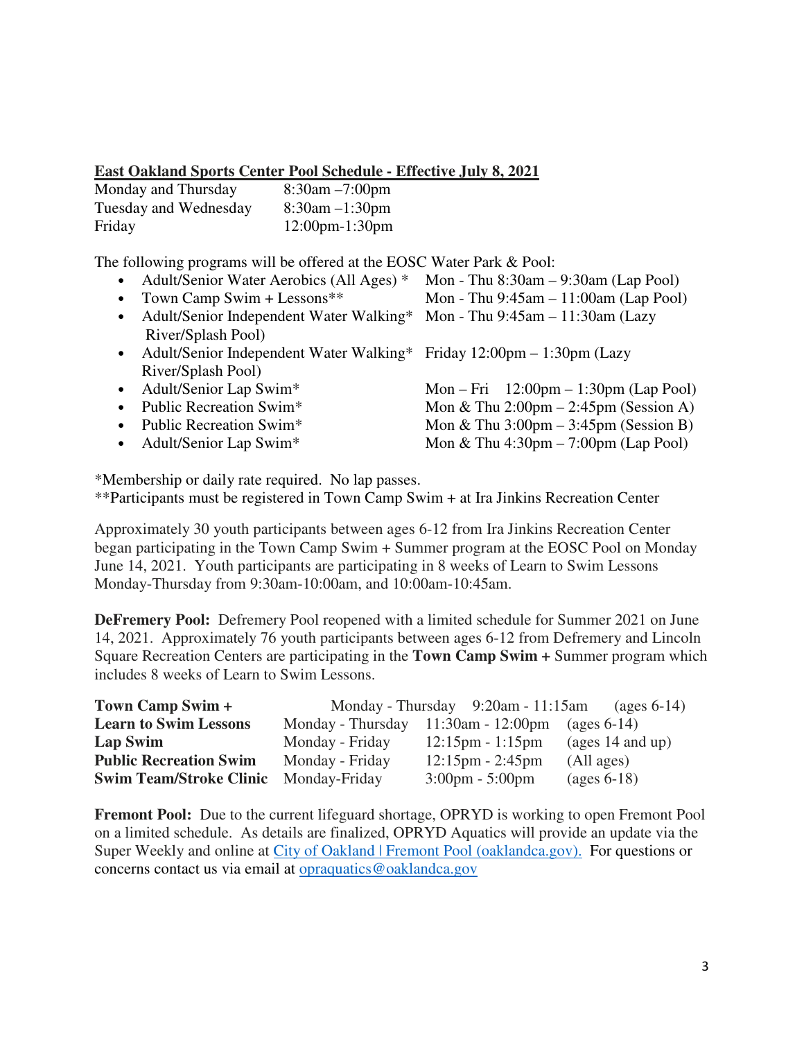**East Oakland Sports Center Pool Schedule - Effective July 8, 2021**

| | |
|---|---|
| Monday and Thursday | 8:30am –7:00pm |
| Tuesday and Wednesday | 8:30am –1:30pm |
| Friday | 12:00pm-1:30pm |

The following programs will be offered at the EOSC Water Park & Pool:

- Adult/Senior Water Aerobics (All Ages) * — Mon - Thu 8:30am – 9:30am (Lap Pool)
- Town Camp Swim + Lessons** — Mon - Thu 9:45am – 11:00am (Lap Pool)
- Adult/Senior Independent Water Walking* — Mon - Thu 9:45am – 11:30am (Lazy River/Splash Pool)
- Adult/Senior Independent Water Walking* — Friday 12:00pm – 1:30pm (Lazy River/Splash Pool)
- Adult/Senior Lap Swim* — Mon – Fri 12:00pm – 1:30pm (Lap Pool)
- Public Recreation Swim* — Mon & Thu 2:00pm – 2:45pm (Session A)
- Public Recreation Swim* — Mon & Thu 3:00pm – 3:45pm (Session B)
- Adult/Senior Lap Swim* — Mon & Thu 4:30pm – 7:00pm (Lap Pool)

*Membership or daily rate required. No lap passes.
**Participants must be registered in Town Camp Swim + at Ira Jinkins Recreation Center

Approximately 30 youth participants between ages 6-12 from Ira Jinkins Recreation Center began participating in the Town Camp Swim + Summer program at the EOSC Pool on Monday June 14, 2021. Youth participants are participating in 8 weeks of Learn to Swim Lessons Monday-Thursday from 9:30am-10:00am, and 10:00am-10:45am.

**DeFremery Pool:** Defremery Pool reopened with a limited schedule for Summer 2021 on June 14, 2021. Approximately 76 youth participants between ages 6-12 from Defremery and Lincoln Square Recreation Centers are participating in the **Town Camp Swim +** Summer program which includes 8 weeks of Learn to Swim Lessons.

| | | | |
|---|---|---|---|
| **Town Camp Swim +** | Monday - Thursday | 9:20am - 11:15am | (ages 6-14) |
| **Learn to Swim Lessons** | Monday - Thursday | 11:30am - 12:00pm | (ages 6-14) |
| **Lap Swim** | Monday - Friday | 12:15pm - 1:15pm | (ages 14 and up) |
| **Public Recreation Swim** | Monday - Friday | 12:15pm - 2:45pm | (All ages) |
| **Swim Team/Stroke Clinic** | Monday-Friday | 3:00pm - 5:00pm | (ages 6-18) |

**Fremont Pool:** Due to the current lifeguard shortage, OPRYD is working to open Fremont Pool on a limited schedule. As details are finalized, OPRYD Aquatics will provide an update via the Super Weekly and online at City of Oakland | Fremont Pool (oaklandca.gov). For questions or concerns contact us via email at opraquatics@oaklandca.gov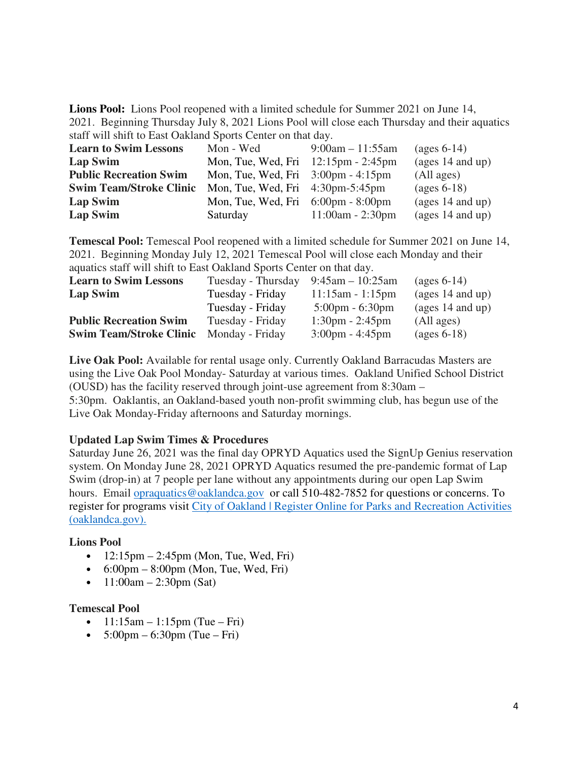**Lions Pool:** Lions Pool reopened with a limited schedule for Summer 2021 on June 14, 2021. Beginning Thursday July 8, 2021 Lions Pool will close each Thursday and their aquatics staff will shift to East Oakland Sports Center on that day.

| | | | |
|---|---|---|---|
| **Learn to Swim Lessons** | Mon - Wed | 9:00am – 11:55am | (ages 6-14) |
| **Lap Swim** | Mon, Tue, Wed, Fri | 12:15pm - 2:45pm | (ages 14 and up) |
| **Public Recreation Swim** | Mon, Tue, Wed, Fri | 3:00pm - 4:15pm | (All ages) |
| **Swim Team/Stroke Clinic** | Mon, Tue, Wed, Fri | 4:30pm-5:45pm | (ages 6-18) |
| **Lap Swim** | Mon, Tue, Wed, Fri | 6:00pm - 8:00pm | (ages 14 and up) |
| **Lap Swim** | Saturday | 11:00am - 2:30pm | (ages 14 and up) |

**Temescal Pool:** Temescal Pool reopened with a limited schedule for Summer 2021 on June 14, 2021. Beginning Monday July 12, 2021 Temescal Pool will close each Monday and their aquatics staff will shift to East Oakland Sports Center on that day.

| | | | |
|---|---|---|---|
| **Learn to Swim Lessons** | Tuesday - Thursday | 9:45am – 10:25am | (ages 6-14) |
| **Lap Swim** | Tuesday - Friday | 11:15am - 1:15pm | (ages 14 and up) |
| | Tuesday - Friday | 5:00pm - 6:30pm | (ages 14 and up) |
| **Public Recreation Swim** | Tuesday - Friday | 1:30pm - 2:45pm | (All ages) |
| **Swim Team/Stroke Clinic** | Monday - Friday | 3:00pm - 4:45pm | (ages 6-18) |

**Live Oak Pool:** Available for rental usage only. Currently Oakland Barracudas Masters are using the Live Oak Pool Monday- Saturday at various times. Oakland Unified School District (OUSD) has the facility reserved through joint-use agreement from 8:30am – 5:30pm. Oaklantis, an Oakland-based youth non-profit swimming club, has begun use of the Live Oak Monday-Friday afternoons and Saturday mornings.

**Updated Lap Swim Times & Procedures**

Saturday June 26, 2021 was the final day OPRYD Aquatics used the SignUp Genius reservation system. On Monday June 28, 2021 OPRYD Aquatics resumed the pre-pandemic format of Lap Swim (drop-in) at 7 people per lane without any appointments during our open Lap Swim hours. Email opraquatics@oaklandca.gov or call 510-482-7852 for questions or concerns. To register for programs visit City of Oakland | Register Online for Parks and Recreation Activities (oaklandca.gov).

**Lions Pool**

- 12:15pm – 2:45pm (Mon, Tue, Wed, Fri)
- 6:00pm – 8:00pm (Mon, Tue, Wed, Fri)
- 11:00am – 2:30pm (Sat)

**Temescal Pool**

- 11:15am – 1:15pm (Tue – Fri)
- 5:00pm – 6:30pm (Tue – Fri)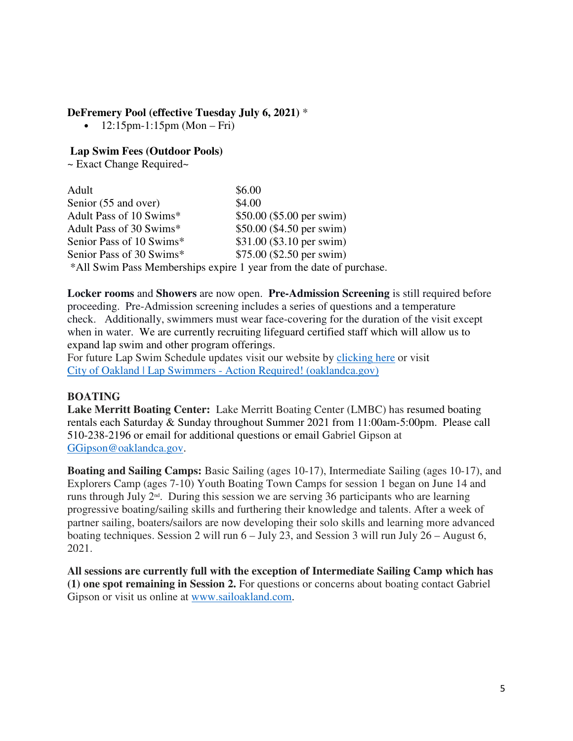**DeFremery Pool (effective Tuesday July 6, 2021)** *

- 12:15pm-1:15pm (Mon – Fri)

**Lap Swim Fees (Outdoor Pools)**

~ Exact Change Required~

| | |
|---|---|
| Adult | $6.00 |
| Senior (55 and over) | $4.00 |
| Adult Pass of 10 Swims* | $50.00 ($5.00 per swim) |
| Adult Pass of 30 Swims* | $50.00 ($4.50 per swim) |
| Senior Pass of 10 Swims* | $31.00 ($3.10 per swim) |
| Senior Pass of 30 Swims* | $75.00 ($2.50 per swim) |

*All Swim Pass Memberships expire 1 year from the date of purchase.

**Locker rooms** and **Showers** are now open. **Pre-Admission Screening** is still required before proceeding. Pre-Admission screening includes a series of questions and a temperature check. Additionally, swimmers must wear face-covering for the duration of the visit except when in water. We are currently recruiting lifeguard certified staff which will allow us to expand lap swim and other program offerings.

For future Lap Swim Schedule updates visit our website by clicking here or visit City of Oakland | Lap Swimmers - Action Required! (oaklandca.gov)

**BOATING**

**Lake Merritt Boating Center:** Lake Merritt Boating Center (LMBC) has resumed boating rentals each Saturday & Sunday throughout Summer 2021 from 11:00am-5:00pm. Please call 510-238-2196 or email for additional questions or email Gabriel Gipson at GGipson@oaklandca.gov.

**Boating and Sailing Camps:** Basic Sailing (ages 10-17), Intermediate Sailing (ages 10-17), and Explorers Camp (ages 7-10) Youth Boating Town Camps for session 1 began on June 14 and runs through July 2nd. During this session we are serving 36 participants who are learning progressive boating/sailing skills and furthering their knowledge and talents. After a week of partner sailing, boaters/sailors are now developing their solo skills and learning more advanced boating techniques. Session 2 will run 6 – July 23, and Session 3 will run July 26 – August 6, 2021.

**All sessions are currently full with the exception of Intermediate Sailing Camp which has (1) one spot remaining in Session 2.** For questions or concerns about boating contact Gabriel Gipson or visit us online at www.sailoakland.com.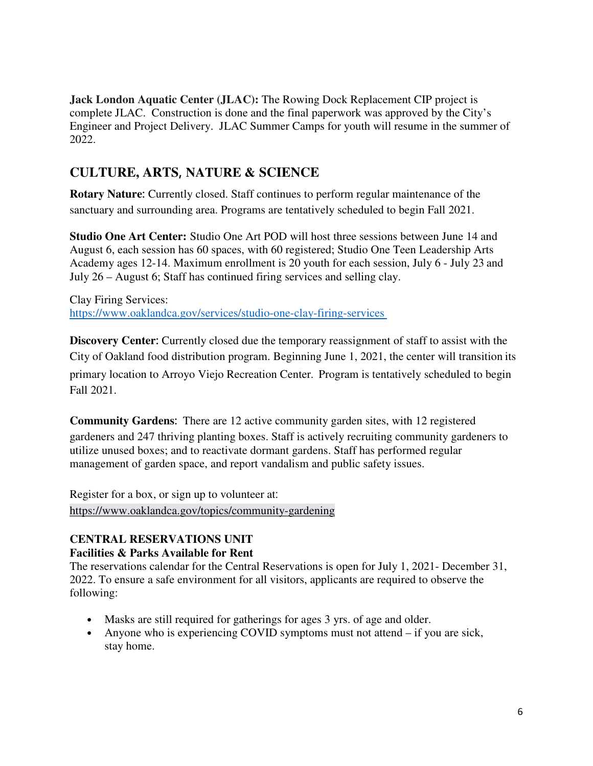**Jack London Aquatic Center (JLAC):** The Rowing Dock Replacement CIP project is complete JLAC. Construction is done and the final paperwork was approved by the City's Engineer and Project Delivery. JLAC Summer Camps for youth will resume in the summer of 2022.

## CULTURE, ARTS, NATURE & SCIENCE

**Rotary Nature**: Currently closed. Staff continues to perform regular maintenance of the sanctuary and surrounding area. Programs are tentatively scheduled to begin Fall 2021.

**Studio One Art Center:** Studio One Art POD will host three sessions between June 14 and August 6, each session has 60 spaces, with 60 registered; Studio One Teen Leadership Arts Academy ages 12-14. Maximum enrollment is 20 youth for each session, July 6 - July 23 and July 26 – August 6; Staff has continued firing services and selling clay.

Clay Firing Services:
https://www.oaklandca.gov/services/studio-one-clay-firing-services

**Discovery Center**: Currently closed due the temporary reassignment of staff to assist with the City of Oakland food distribution program. Beginning June 1, 2021, the center will transition its primary location to Arroyo Viejo Recreation Center. Program is tentatively scheduled to begin Fall 2021.

**Community Gardens**: There are 12 active community garden sites, with 12 registered gardeners and 247 thriving planting boxes. Staff is actively recruiting community gardeners to utilize unused boxes; and to reactivate dormant gardens. Staff has performed regular management of garden space, and report vandalism and public safety issues.

Register for a box, or sign up to volunteer at:
https://www.oaklandca.gov/topics/community-gardening

**CENTRAL RESERVATIONS UNIT**
**Facilities & Parks Available for Rent**
The reservations calendar for the Central Reservations is open for July 1, 2021- December 31, 2022. To ensure a safe environment for all visitors, applicants are required to observe the following:

- Masks are still required for gatherings for ages 3 yrs. of age and older.
- Anyone who is experiencing COVID symptoms must not attend – if you are sick, stay home.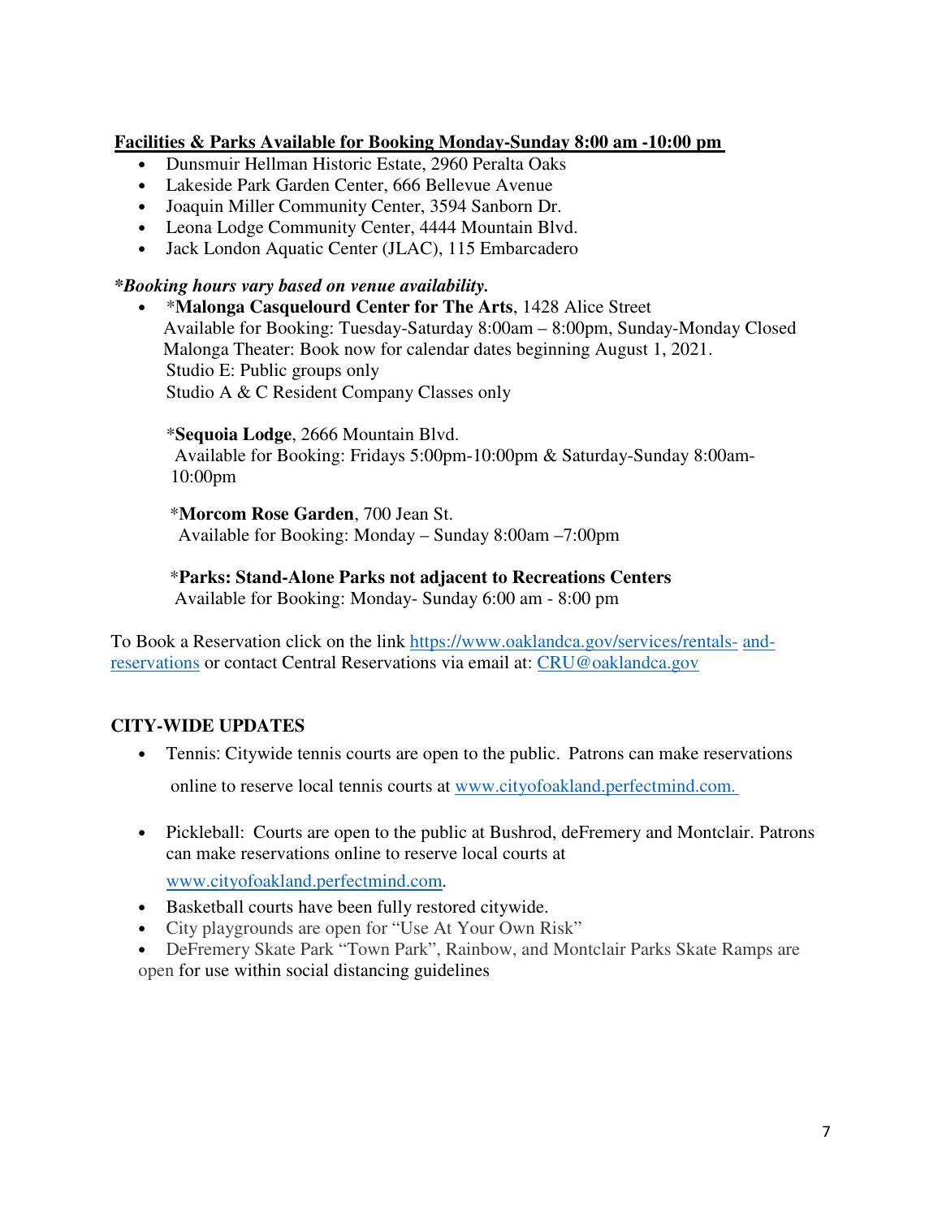**Facilities & Parks Available for Booking Monday-Sunday 8:00 am -10:00 pm**

- Dunsmuir Hellman Historic Estate, 2960 Peralta Oaks
- Lakeside Park Garden Center, 666 Bellevue Avenue
- Joaquin Miller Community Center, 3594 Sanborn Dr.
- Leona Lodge Community Center, 4444 Mountain Blvd.
- Jack London Aquatic Center (JLAC), 115 Embarcadero

***Booking hours vary based on venue availability.***

- *__Malonga Casquelourd Center for The Arts__, 1428 Alice Street
  Available for Booking: Tuesday-Saturday 8:00am – 8:00pm, Sunday-Monday Closed
  Malonga Theater: Book now for calendar dates beginning August 1, 2021.
  Studio E: Public groups only
  Studio A & C Resident Company Classes only

  *__Sequoia Lodge__, 2666 Mountain Blvd.
  Available for Booking: Fridays 5:00pm-10:00pm & Saturday-Sunday 8:00am-10:00pm

  *__Morcom Rose Garden__, 700 Jean St.
  Available for Booking: Monday – Sunday 8:00am –7:00pm

  *__Parks: Stand-Alone Parks not adjacent to Recreations Centers__
  Available for Booking: Monday- Sunday 6:00 am - 8:00 pm

To Book a Reservation click on the link https://www.oaklandca.gov/services/rentals-and-reservations or contact Central Reservations via email at: CRU@oaklandca.gov

**CITY-WIDE UPDATES**

- Tennis: Citywide tennis courts are open to the public. Patrons can make reservations online to reserve local tennis courts at www.cityofoakland.perfectmind.com.
- Pickleball: Courts are open to the public at Bushrod, deFremery and Montclair. Patrons can make reservations online to reserve local courts at www.cityofoakland.perfectmind.com.
- Basketball courts have been fully restored citywide.
- City playgrounds are open for "Use At Your Own Risk"
- DeFremery Skate Park "Town Park", Rainbow, and Montclair Parks Skate Ramps are open for use within social distancing guidelines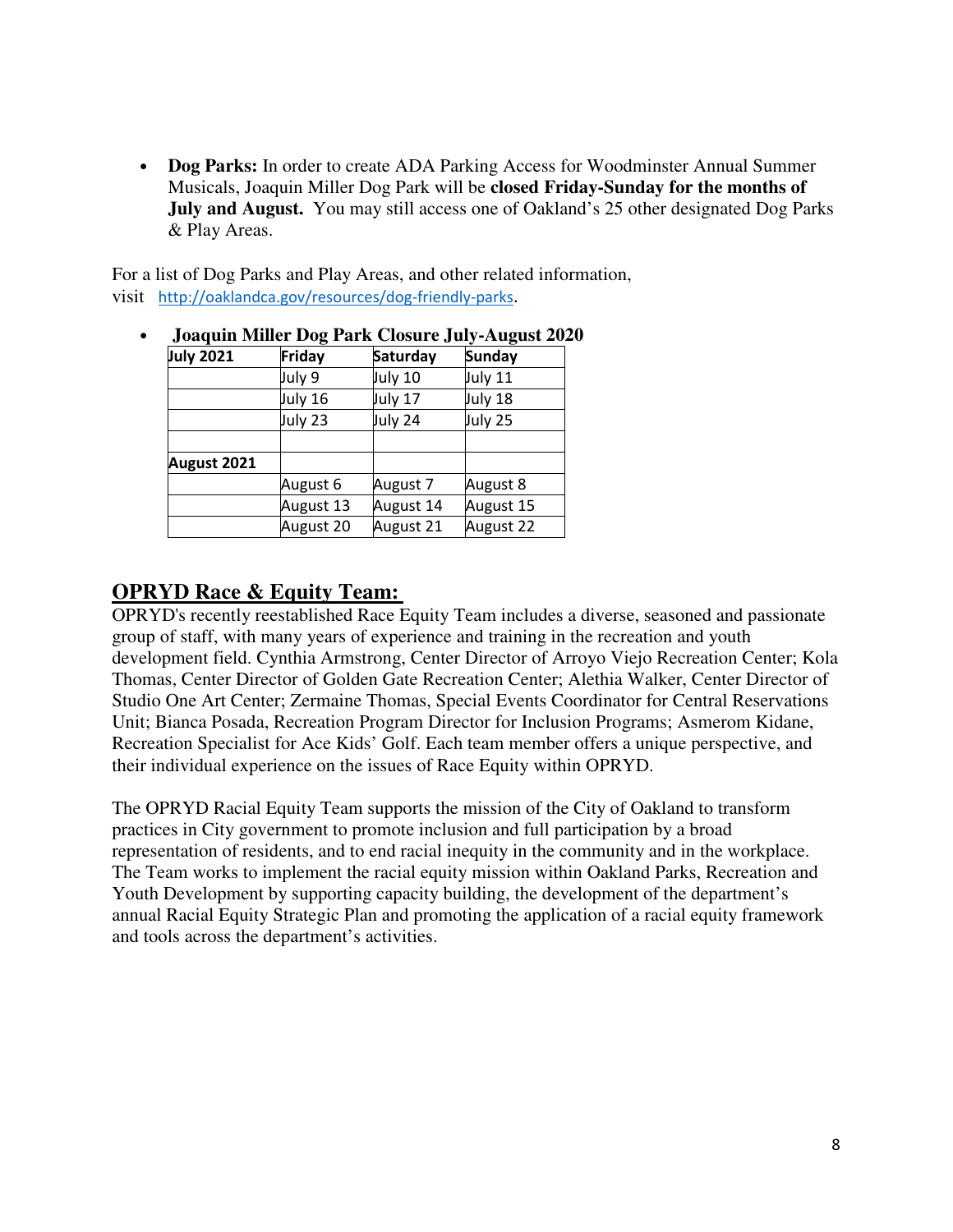- **Dog Parks:** In order to create ADA Parking Access for Woodminster Annual Summer Musicals, Joaquin Miller Dog Park will be **closed Friday-Sunday for the months of July and August.** You may still access one of Oakland's 25 other designated Dog Parks & Play Areas.

For a list of Dog Parks and Play Areas, and other related information, visit http://oaklandca.gov/resources/dog-friendly-parks.

- **Joaquin Miller Dog Park Closure July-August 2020**

| **July 2021** | **Friday** | **Saturday** | **Sunday** |
|---|---|---|---|
| | July 9 | July 10 | July 11 |
| | July 16 | July 17 | July 18 |
| | July 23 | July 24 | July 25 |
| | | | |
| **August 2021** | | | |
| | August 6 | August 7 | August 8 |
| | August 13 | August 14 | August 15 |
| | August 20 | August 21 | August 22 |

## OPRYD Race & Equity Team:

OPRYD's recently reestablished Race Equity Team includes a diverse, seasoned and passionate group of staff, with many years of experience and training in the recreation and youth development field. Cynthia Armstrong, Center Director of Arroyo Viejo Recreation Center; Kola Thomas, Center Director of Golden Gate Recreation Center; Alethia Walker, Center Director of Studio One Art Center; Zermaine Thomas, Special Events Coordinator for Central Reservations Unit; Bianca Posada, Recreation Program Director for Inclusion Programs; Asmerom Kidane, Recreation Specialist for Ace Kids' Golf. Each team member offers a unique perspective, and their individual experience on the issues of Race Equity within OPRYD.

The OPRYD Racial Equity Team supports the mission of the City of Oakland to transform practices in City government to promote inclusion and full participation by a broad representation of residents, and to end racial inequity in the community and in the workplace. The Team works to implement the racial equity mission within Oakland Parks, Recreation and Youth Development by supporting capacity building, the development of the department's annual Racial Equity Strategic Plan and promoting the application of a racial equity framework and tools across the department's activities.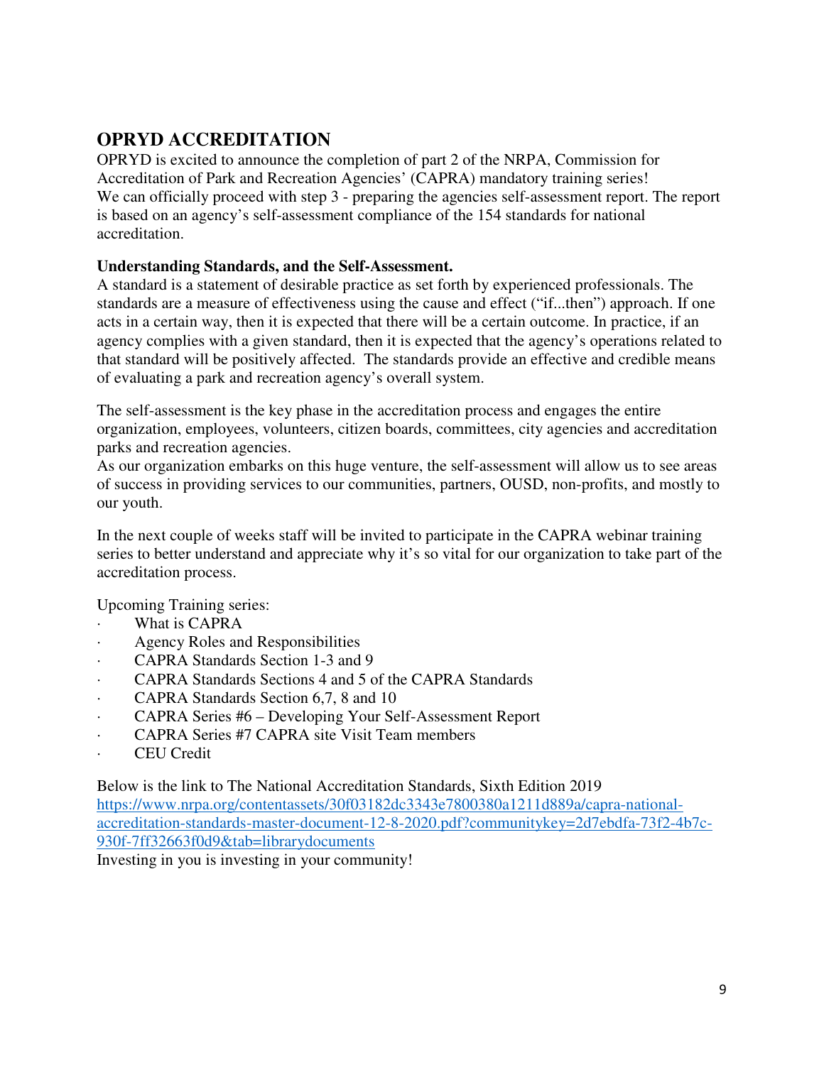## OPRYD ACCREDITATION

OPRYD is excited to announce the completion of part 2 of the NRPA, Commission for Accreditation of Park and Recreation Agencies' (CAPRA) mandatory training series!
We can officially proceed with step 3 - preparing the agencies self-assessment report. The report is based on an agency's self-assessment compliance of the 154 standards for national accreditation.

**Understanding Standards, and the Self-Assessment.**

A standard is a statement of desirable practice as set forth by experienced professionals. The standards are a measure of effectiveness using the cause and effect ("if...then") approach. If one acts in a certain way, then it is expected that there will be a certain outcome. In practice, if an agency complies with a given standard, then it is expected that the agency's operations related to that standard will be positively affected. The standards provide an effective and credible means of evaluating a park and recreation agency's overall system.

The self-assessment is the key phase in the accreditation process and engages the entire organization, employees, volunteers, citizen boards, committees, city agencies and accreditation parks and recreation agencies.
As our organization embarks on this huge venture, the self-assessment will allow us to see areas of success in providing services to our communities, partners, OUSD, non-profits, and mostly to our youth.

In the next couple of weeks staff will be invited to participate in the CAPRA webinar training series to better understand and appreciate why it's so vital for our organization to take part of the accreditation process.

Upcoming Training series:

- What is CAPRA
- Agency Roles and Responsibilities
- CAPRA Standards Section 1-3 and 9
- CAPRA Standards Sections 4 and 5 of the CAPRA Standards
- CAPRA Standards Section 6,7, 8 and 10
- CAPRA Series #6 – Developing Your Self-Assessment Report
- CAPRA Series #7 CAPRA site Visit Team members
- CEU Credit

Below is the link to The National Accreditation Standards, Sixth Edition 2019
https://www.nrpa.org/contentassets/30f03182dc3343e7800380a1211d889a/capra-national-accreditation-standards-master-document-12-8-2020.pdf?communitykey=2d7ebdfa-73f2-4b7c-930f-7ff32663f0d9&tab=librarydocuments
Investing in you is investing in your community!